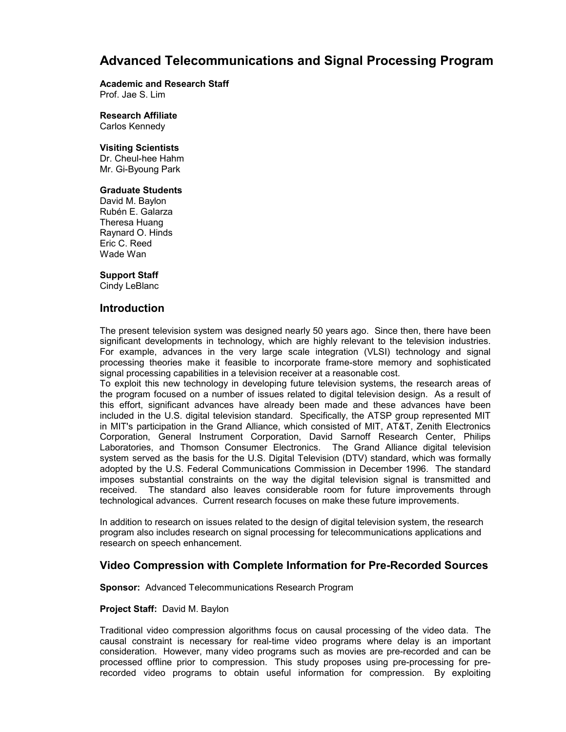# Advanced Telecommunications and Signal Processing Program

**Academic and Research Staff**
Prof. Jae S. Lim

**Research Affiliate**
Carlos Kennedy

**Visiting Scientists**
Dr. Cheul-hee Hahm
Mr. Gi-Byoung Park

**Graduate Students**
David M. Baylon
Rubén E. Galarza
Theresa Huang
Raynard O. Hinds
Eric C. Reed
Wade Wan

**Support Staff**
Cindy LeBlanc

## Introduction

The present television system was designed nearly 50 years ago. Since then, there have been significant developments in technology, which are highly relevant to the television industries. For example, advances in the very large scale integration (VLSI) technology and signal processing theories make it feasible to incorporate frame-store memory and sophisticated signal processing capabilities in a television receiver at a reasonable cost.
To exploit this new technology in developing future television systems, the research areas of the program focused on a number of issues related to digital television design. As a result of this effort, significant advances have already been made and these advances have been included in the U.S. digital television standard. Specifically, the ATSP group represented MIT in MIT's participation in the Grand Alliance, which consisted of MIT, AT&T, Zenith Electronics Corporation, General Instrument Corporation, David Sarnoff Research Center, Philips Laboratories, and Thomson Consumer Electronics. The Grand Alliance digital television system served as the basis for the U.S. Digital Television (DTV) standard, which was formally adopted by the U.S. Federal Communications Commission in December 1996. The standard imposes substantial constraints on the way the digital television signal is transmitted and received. The standard also leaves considerable room for future improvements through technological advances. Current research focuses on make these future improvements.

In addition to research on issues related to the design of digital television system, the research program also includes research on signal processing for telecommunications applications and research on speech enhancement.

## Video Compression with Complete Information for Pre-Recorded Sources

**Sponsor:** Advanced Telecommunications Research Program

**Project Staff:** David M. Baylon

Traditional video compression algorithms focus on causal processing of the video data. The causal constraint is necessary for real-time video programs where delay is an important consideration. However, many video programs such as movies are pre-recorded and can be processed offline prior to compression. This study proposes using pre-processing for pre-recorded video programs to obtain useful information for compression. By exploiting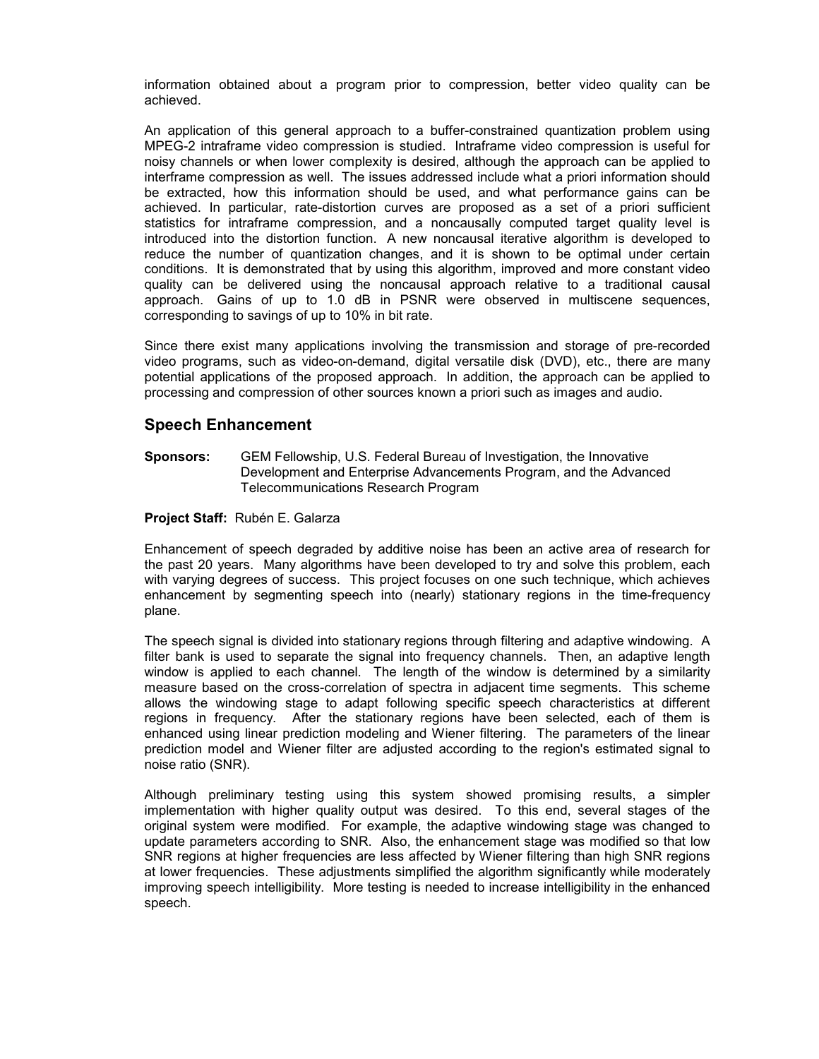information obtained about a program prior to compression, better video quality can be achieved.

An application of this general approach to a buffer-constrained quantization problem using MPEG-2 intraframe video compression is studied. Intraframe video compression is useful for noisy channels or when lower complexity is desired, although the approach can be applied to interframe compression as well. The issues addressed include what a priori information should be extracted, how this information should be used, and what performance gains can be achieved. In particular, rate-distortion curves are proposed as a set of a priori sufficient statistics for intraframe compression, and a noncausally computed target quality level is introduced into the distortion function. A new noncausal iterative algorithm is developed to reduce the number of quantization changes, and it is shown to be optimal under certain conditions. It is demonstrated that by using this algorithm, improved and more constant video quality can be delivered using the noncausal approach relative to a traditional causal approach. Gains of up to 1.0 dB in PSNR were observed in multiscene sequences, corresponding to savings of up to 10% in bit rate.

Since there exist many applications involving the transmission and storage of pre-recorded video programs, such as video-on-demand, digital versatile disk (DVD), etc., there are many potential applications of the proposed approach. In addition, the approach can be applied to processing and compression of other sources known a priori such as images and audio.

## Speech Enhancement

**Sponsors:** GEM Fellowship, U.S. Federal Bureau of Investigation, the Innovative Development and Enterprise Advancements Program, and the Advanced Telecommunications Research Program

**Project Staff:** Rubén E. Galarza

Enhancement of speech degraded by additive noise has been an active area of research for the past 20 years. Many algorithms have been developed to try and solve this problem, each with varying degrees of success. This project focuses on one such technique, which achieves enhancement by segmenting speech into (nearly) stationary regions in the time-frequency plane.

The speech signal is divided into stationary regions through filtering and adaptive windowing. A filter bank is used to separate the signal into frequency channels. Then, an adaptive length window is applied to each channel. The length of the window is determined by a similarity measure based on the cross-correlation of spectra in adjacent time segments. This scheme allows the windowing stage to adapt following specific speech characteristics at different regions in frequency. After the stationary regions have been selected, each of them is enhanced using linear prediction modeling and Wiener filtering. The parameters of the linear prediction model and Wiener filter are adjusted according to the region's estimated signal to noise ratio (SNR).

Although preliminary testing using this system showed promising results, a simpler implementation with higher quality output was desired. To this end, several stages of the original system were modified. For example, the adaptive windowing stage was changed to update parameters according to SNR. Also, the enhancement stage was modified so that low SNR regions at higher frequencies are less affected by Wiener filtering than high SNR regions at lower frequencies. These adjustments simplified the algorithm significantly while moderately improving speech intelligibility. More testing is needed to increase intelligibility in the enhanced speech.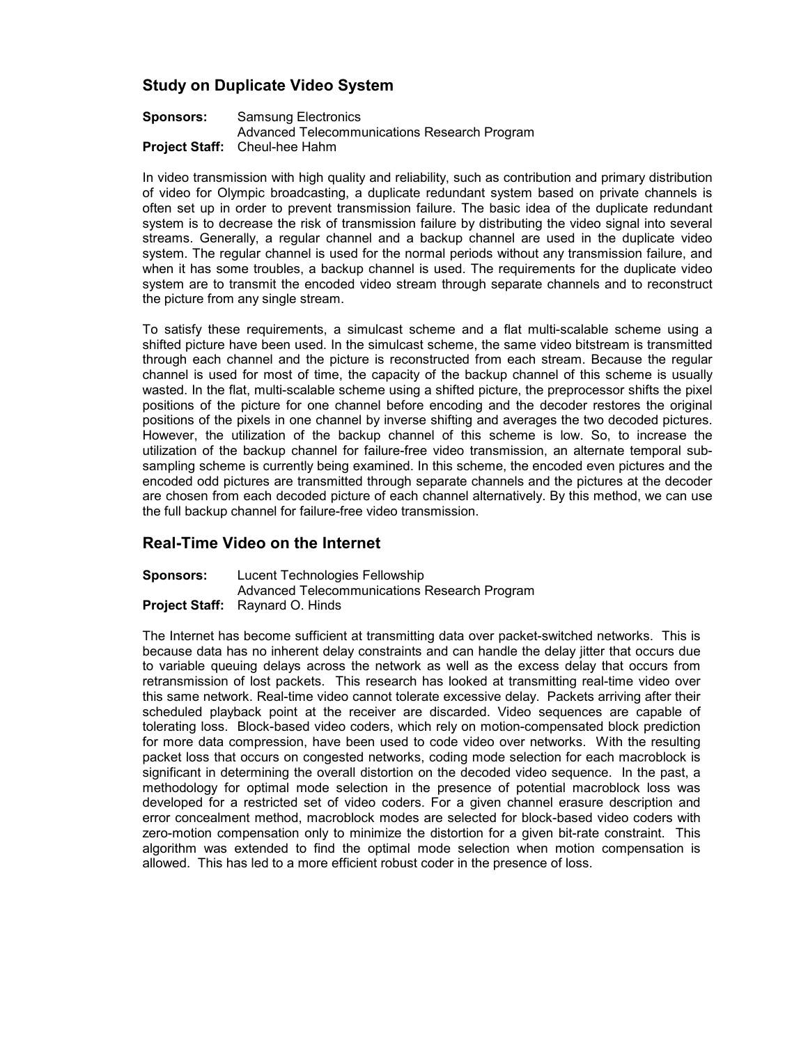## Study on Duplicate Video System

**Sponsors:** Samsung Electronics
Advanced Telecommunications Research Program
**Project Staff:** Cheul-hee Hahm

In video transmission with high quality and reliability, such as contribution and primary distribution of video for Olympic broadcasting, a duplicate redundant system based on private channels is often set up in order to prevent transmission failure. The basic idea of the duplicate redundant system is to decrease the risk of transmission failure by distributing the video signal into several streams. Generally, a regular channel and a backup channel are used in the duplicate video system. The regular channel is used for the normal periods without any transmission failure, and when it has some troubles, a backup channel is used. The requirements for the duplicate video system are to transmit the encoded video stream through separate channels and to reconstruct the picture from any single stream.

To satisfy these requirements, a simulcast scheme and a flat multi-scalable scheme using a shifted picture have been used. In the simulcast scheme, the same video bitstream is transmitted through each channel and the picture is reconstructed from each stream. Because the regular channel is used for most of time, the capacity of the backup channel of this scheme is usually wasted. In the flat, multi-scalable scheme using a shifted picture, the preprocessor shifts the pixel positions of the picture for one channel before encoding and the decoder restores the original positions of the pixels in one channel by inverse shifting and averages the two decoded pictures. However, the utilization of the backup channel of this scheme is low. So, to increase the utilization of the backup channel for failure-free video transmission, an alternate temporal sub-sampling scheme is currently being examined. In this scheme, the encoded even pictures and the encoded odd pictures are transmitted through separate channels and the pictures at the decoder are chosen from each decoded picture of each channel alternatively. By this method, we can use the full backup channel for failure-free video transmission.

## Real-Time Video on the Internet

**Sponsors:** Lucent Technologies Fellowship
Advanced Telecommunications Research Program
**Project Staff:** Raynard O. Hinds

The Internet has become sufficient at transmitting data over packet-switched networks. This is because data has no inherent delay constraints and can handle the delay jitter that occurs due to variable queuing delays across the network as well as the excess delay that occurs from retransmission of lost packets. This research has looked at transmitting real-time video over this same network. Real-time video cannot tolerate excessive delay. Packets arriving after their scheduled playback point at the receiver are discarded. Video sequences are capable of tolerating loss. Block-based video coders, which rely on motion-compensated block prediction for more data compression, have been used to code video over networks. With the resulting packet loss that occurs on congested networks, coding mode selection for each macroblock is significant in determining the overall distortion on the decoded video sequence. In the past, a methodology for optimal mode selection in the presence of potential macroblock loss was developed for a restricted set of video coders. For a given channel erasure description and error concealment method, macroblock modes are selected for block-based video coders with zero-motion compensation only to minimize the distortion for a given bit-rate constraint. This algorithm was extended to find the optimal mode selection when motion compensation is allowed. This has led to a more efficient robust coder in the presence of loss.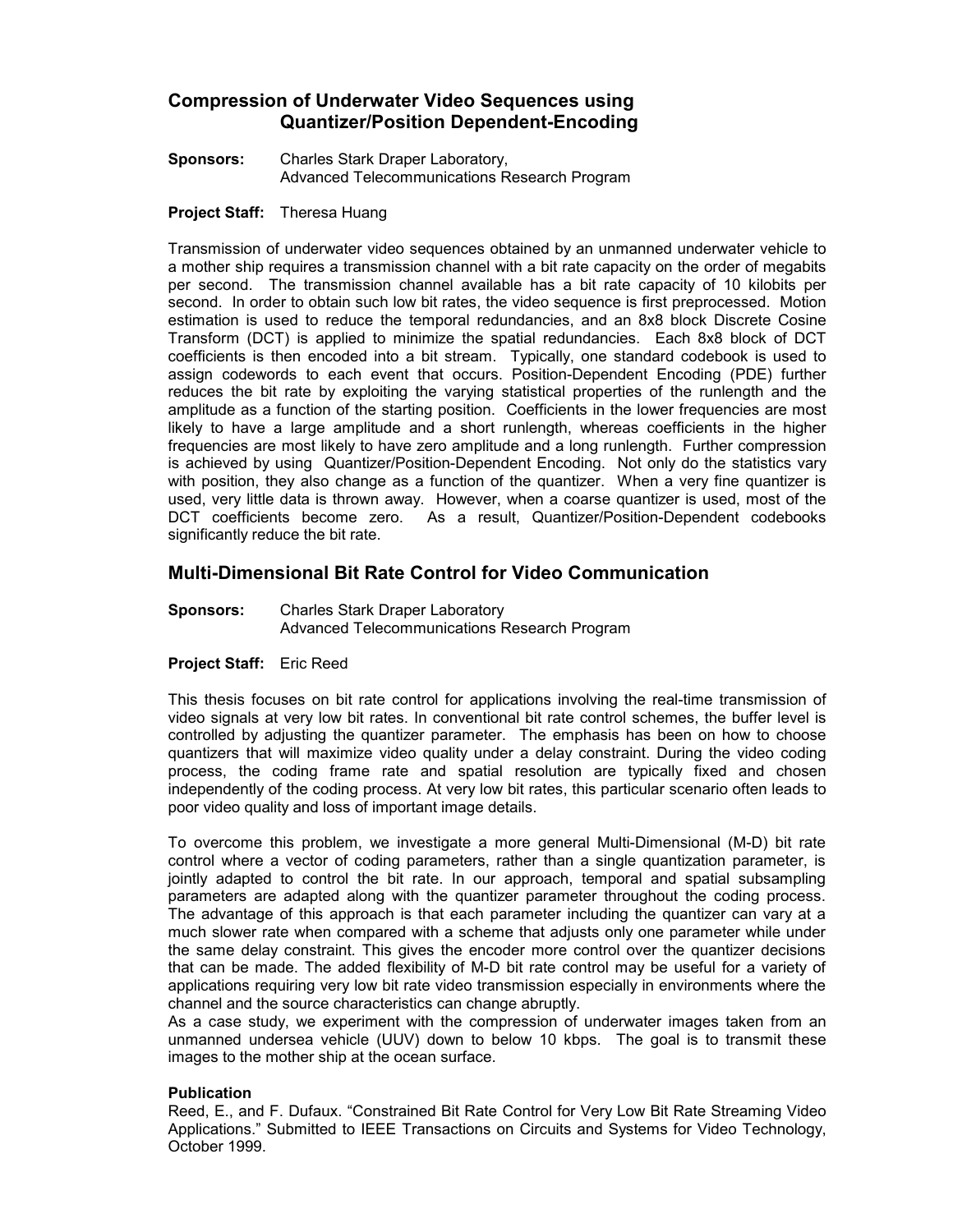## Compression of Underwater Video Sequences using Quantizer/Position Dependent-Encoding

**Sponsors:** Charles Stark Draper Laboratory,
Advanced Telecommunications Research Program

**Project Staff:** Theresa Huang

Transmission of underwater video sequences obtained by an unmanned underwater vehicle to a mother ship requires a transmission channel with a bit rate capacity on the order of megabits per second. The transmission channel available has a bit rate capacity of 10 kilobits per second. In order to obtain such low bit rates, the video sequence is first preprocessed. Motion estimation is used to reduce the temporal redundancies, and an 8x8 block Discrete Cosine Transform (DCT) is applied to minimize the spatial redundancies. Each 8x8 block of DCT coefficients is then encoded into a bit stream. Typically, one standard codebook is used to assign codewords to each event that occurs. Position-Dependent Encoding (PDE) further reduces the bit rate by exploiting the varying statistical properties of the runlength and the amplitude as a function of the starting position. Coefficients in the lower frequencies are most likely to have a large amplitude and a short runlength, whereas coefficients in the higher frequencies are most likely to have zero amplitude and a long runlength. Further compression is achieved by using Quantizer/Position-Dependent Encoding. Not only do the statistics vary with position, they also change as a function of the quantizer. When a very fine quantizer is used, very little data is thrown away. However, when a coarse quantizer is used, most of the DCT coefficients become zero. As a result, Quantizer/Position-Dependent codebooks significantly reduce the bit rate.

## Multi-Dimensional Bit Rate Control for Video Communication

**Sponsors:** Charles Stark Draper Laboratory
Advanced Telecommunications Research Program

**Project Staff:** Eric Reed

This thesis focuses on bit rate control for applications involving the real-time transmission of video signals at very low bit rates. In conventional bit rate control schemes, the buffer level is controlled by adjusting the quantizer parameter. The emphasis has been on how to choose quantizers that will maximize video quality under a delay constraint. During the video coding process, the coding frame rate and spatial resolution are typically fixed and chosen independently of the coding process. At very low bit rates, this particular scenario often leads to poor video quality and loss of important image details.

To overcome this problem, we investigate a more general Multi-Dimensional (M-D) bit rate control where a vector of coding parameters, rather than a single quantization parameter, is jointly adapted to control the bit rate. In our approach, temporal and spatial subsampling parameters are adapted along with the quantizer parameter throughout the coding process. The advantage of this approach is that each parameter including the quantizer can vary at a much slower rate when compared with a scheme that adjusts only one parameter while under the same delay constraint. This gives the encoder more control over the quantizer decisions that can be made. The added flexibility of M-D bit rate control may be useful for a variety of applications requiring very low bit rate video transmission especially in environments where the channel and the source characteristics can change abruptly.

As a case study, we experiment with the compression of underwater images taken from an unmanned undersea vehicle (UUV) down to below 10 kbps. The goal is to transmit these images to the mother ship at the ocean surface.

### Publication

Reed, E., and F. Dufaux. "Constrained Bit Rate Control for Very Low Bit Rate Streaming Video Applications." Submitted to IEEE Transactions on Circuits and Systems for Video Technology, October 1999.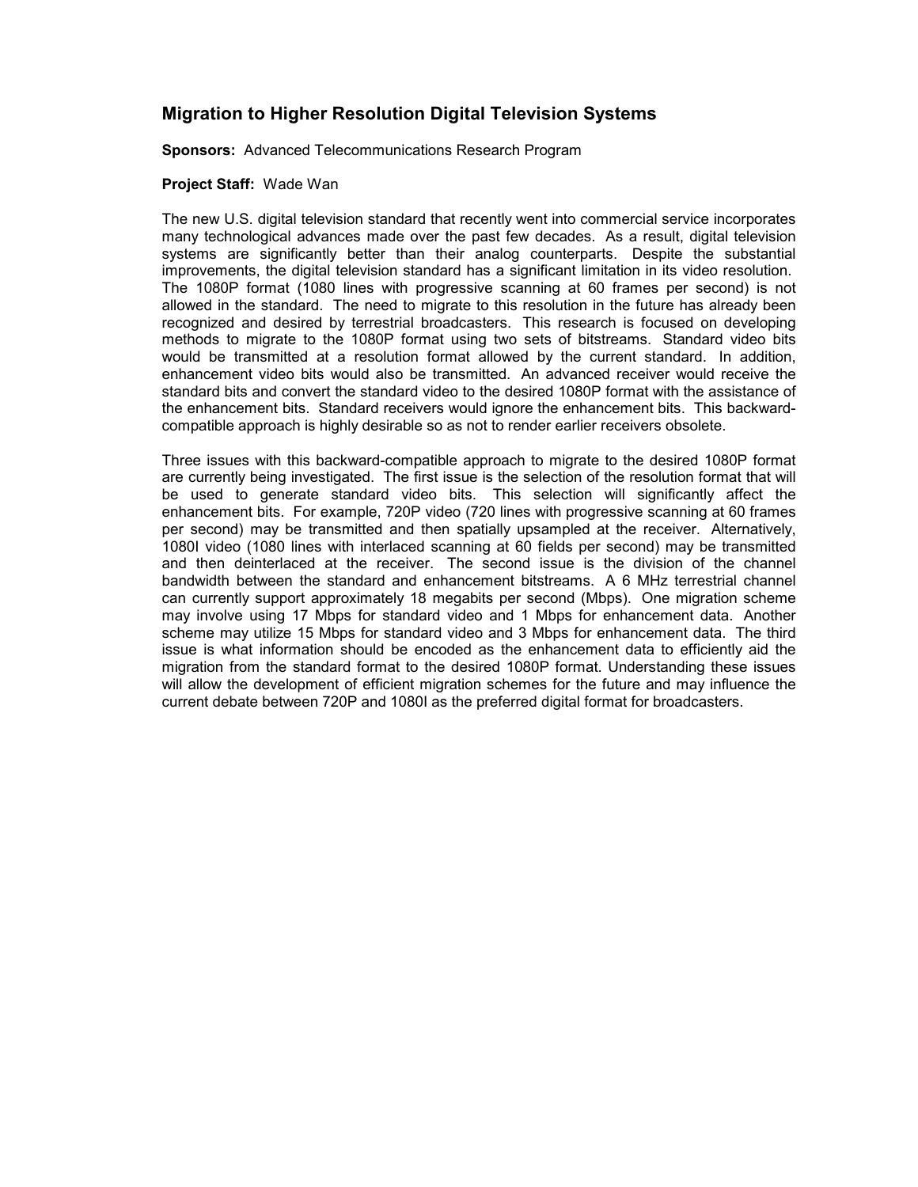## Migration to Higher Resolution Digital Television Systems

**Sponsors:** Advanced Telecommunications Research Program

**Project Staff:** Wade Wan

The new U.S. digital television standard that recently went into commercial service incorporates many technological advances made over the past few decades. As a result, digital television systems are significantly better than their analog counterparts. Despite the substantial improvements, the digital television standard has a significant limitation in its video resolution. The 1080P format (1080 lines with progressive scanning at 60 frames per second) is not allowed in the standard. The need to migrate to this resolution in the future has already been recognized and desired by terrestrial broadcasters. This research is focused on developing methods to migrate to the 1080P format using two sets of bitstreams. Standard video bits would be transmitted at a resolution format allowed by the current standard. In addition, enhancement video bits would also be transmitted. An advanced receiver would receive the standard bits and convert the standard video to the desired 1080P format with the assistance of the enhancement bits. Standard receivers would ignore the enhancement bits. This backward-compatible approach is highly desirable so as not to render earlier receivers obsolete.

Three issues with this backward-compatible approach to migrate to the desired 1080P format are currently being investigated. The first issue is the selection of the resolution format that will be used to generate standard video bits. This selection will significantly affect the enhancement bits. For example, 720P video (720 lines with progressive scanning at 60 frames per second) may be transmitted and then spatially upsampled at the receiver. Alternatively, 1080I video (1080 lines with interlaced scanning at 60 fields per second) may be transmitted and then deinterlaced at the receiver. The second issue is the division of the channel bandwidth between the standard and enhancement bitstreams. A 6 MHz terrestrial channel can currently support approximately 18 megabits per second (Mbps). One migration scheme may involve using 17 Mbps for standard video and 1 Mbps for enhancement data. Another scheme may utilize 15 Mbps for standard video and 3 Mbps for enhancement data. The third issue is what information should be encoded as the enhancement data to efficiently aid the migration from the standard format to the desired 1080P format. Understanding these issues will allow the development of efficient migration schemes for the future and may influence the current debate between 720P and 1080I as the preferred digital format for broadcasters.